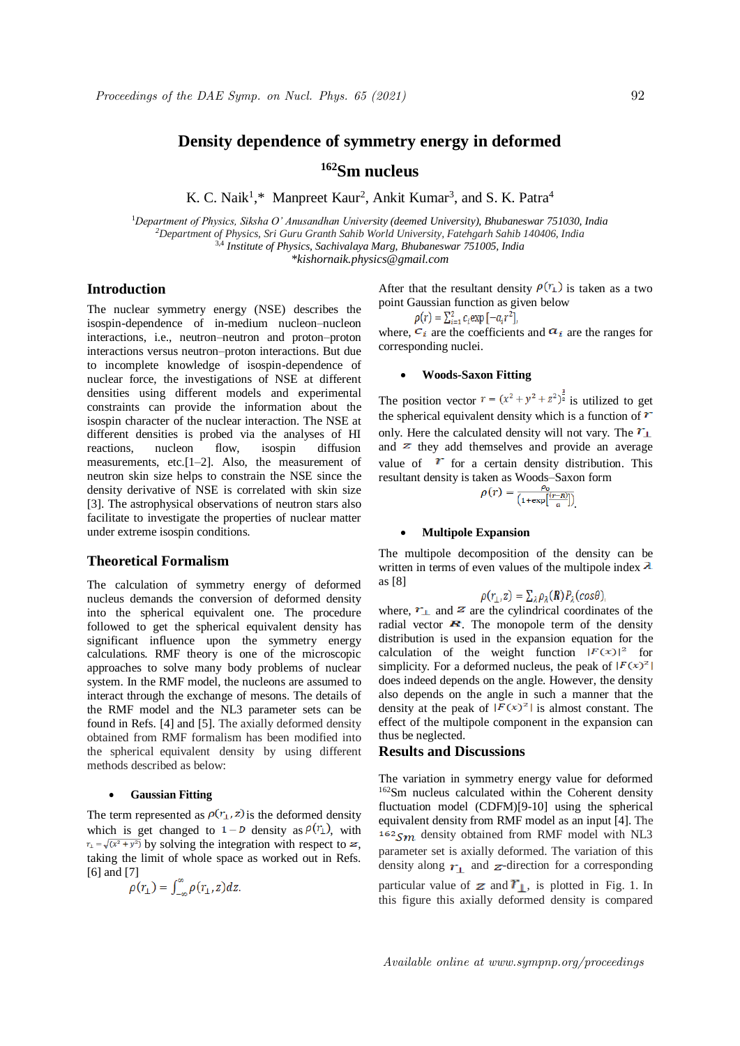# Density dependence of symmetry energy in deformed $^{162}$Sm nucleus

K. C. Naik[1],* Manpreet Kaur[2], Ankit Kumar[3], and S. K. Patra[4]

[1]*Department of Physics, Siksha O' Anusandhan University (deemed University), Bhubaneswar 751030, India*
[2]*Department of Physics, Sri Guru Granth Sahib World University, Fatehgarh Sahib 140406, India*
[3,4] *Institute of Physics, Sachivalaya Marg, Bhubaneswar 751005, India*
*\*kishornaik.physics@gmail.com*

## Introduction

The nuclear symmetry energy (NSE) describes the isospin-dependence of in-medium nucleon–nucleon interactions, i.e., neutron–neutron and proton–proton interactions versus neutron–proton interactions. But due to incomplete knowledge of isospin-dependence of nuclear force, the investigations of NSE at different densities using different models and experimental constraints can provide the information about the isospin character of the nuclear interaction. The NSE at different densities is probed via the analyses of HI reactions, nucleon flow, isospin diffusion measurements, etc.[1–2]. Also, the measurement of neutron skin size helps to constrain the NSE since the density derivative of NSE is correlated with skin size [3]. The astrophysical observations of neutron stars also facilitate to investigate the properties of nuclear matter under extreme isospin conditions.

## Theoretical Formalism

The calculation of symmetry energy of deformed nucleus demands the conversion of deformed density into the spherical equivalent one. The procedure followed to get the spherical equivalent density has significant influence upon the symmetry energy calculations. RMF theory is one of the microscopic approaches to solve many body problems of nuclear system. In the RMF model, the nucleons are assumed to interact through the exchange of mesons. The details of the RMF model and the NL3 parameter sets can be found in Refs. [4] and [5]. The axially deformed density obtained from RMF formalism has been modified into the spherical equivalent density by using different methods described as below:

- **Gaussian Fitting**

The term represented as $\rho(r_\perp, z)$ is the deformed density which is get changed to $1-D$ density as $\rho(r_\perp)$, with $r_\perp = \sqrt{(x^2+y^2)}$ by solving the integration with respect to $z$, taking the limit of whole space as worked out in Refs. [6] and [7]

$$\rho(r_\perp) = \int_{-\infty}^{\infty} \rho(r_\perp, z)dz.$$

After that the resultant density $\rho(r_\perp)$ is taken as a two point Gaussian function as given below

$$\rho(r) = \sum_{i=1}^{2} c_i \exp\left[-a_i r^2\right],$$

where, $c_i$ are the coefficients and $a_i$ are the ranges for corresponding nuclei.

- **Woods-Saxon Fitting**

The position vector $r = (x^2+y^2+z^2)^{\frac{1}{2}}$ is utilized to get the spherical equivalent density which is a function of $r$ only. Here the calculated density will not vary. The $r_\perp$ and $z$ they add themselves and provide an average value of $r$ for a certain density distribution. This resultant density is taken as Woods–Saxon form

$$\rho(r) = \frac{\rho_0}{\left(1+\exp\left[\frac{(r-R)}{a}\right]\right)}.$$

- **Multipole Expansion**

The multipole decomposition of the density can be written in terms of even values of the multipole index $\lambda$ as [8]

$$\rho(r_\perp, z) = \sum_\lambda \rho_\lambda(\mathbf{R}) P_\lambda(\cos\theta),$$

where, $r_\perp$ and $z$ are the cylindrical coordinates of the radial vector $\mathbf{R}$. The monopole term of the density distribution is used in the expansion equation for the calculation of the weight function $|F(x)|^2$ for simplicity. For a deformed nucleus, the peak of $|F(x)^2|$ does indeed depends on the angle. However, the density also depends on the angle in such a manner that the density at the peak of $|F(x)^2|$ is almost constant. The effect of the multipole component in the expansion can thus be neglected.

## Results and Discussions

The variation in symmetry energy value for deformed $^{162}$Sm nucleus calculated within the Coherent density fluctuation model (CDFM)[9-10] using the spherical equivalent density from RMF model as an input [4]. The $^{162}Sm$ density obtained from RMF model with NL3 parameter set is axially deformed. The variation of this density along $r_\perp$ and $z$-direction for a corresponding particular value of $z$ and $r_\perp$, is plotted in Fig. 1. In this figure this axially deformed density is compared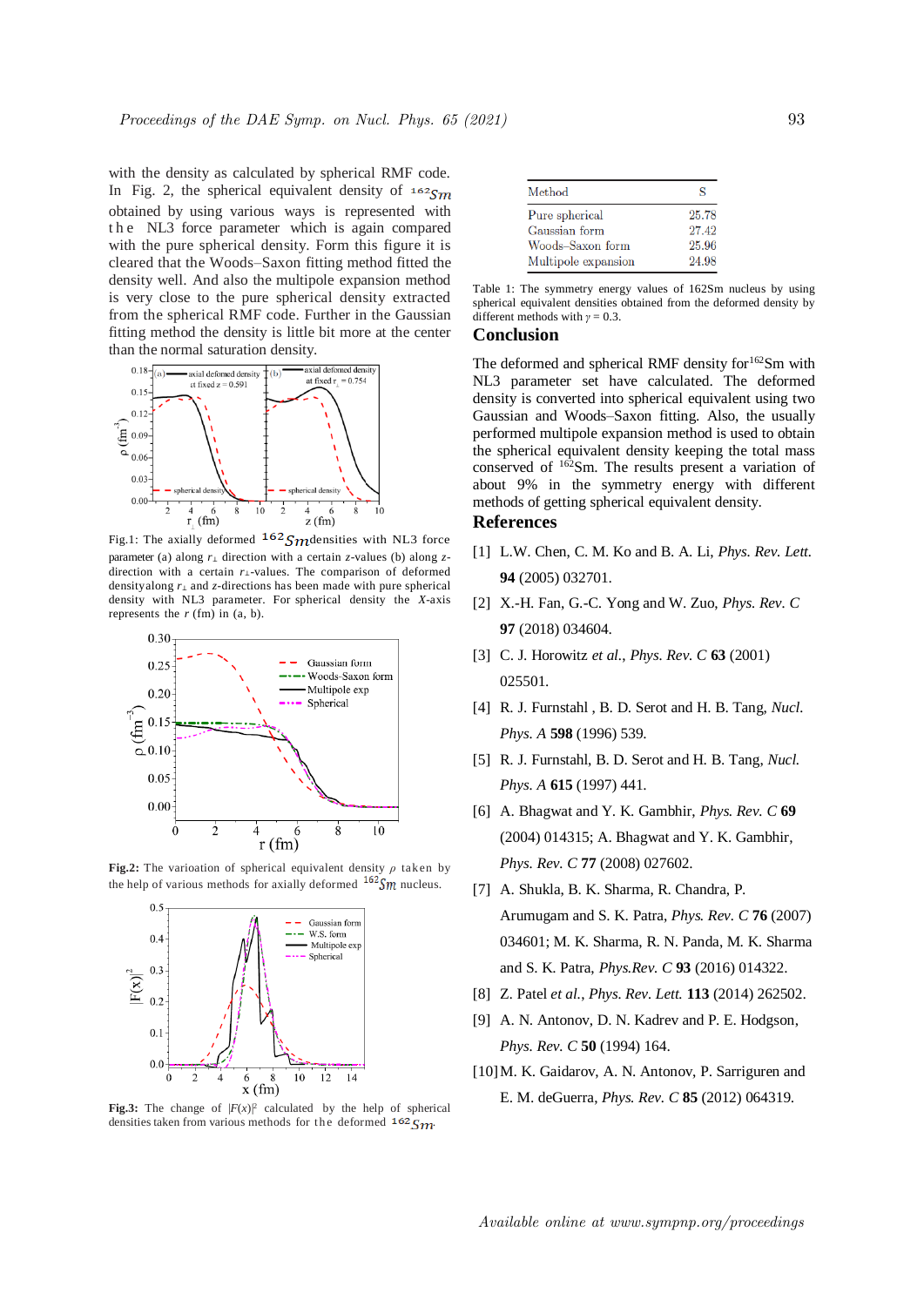with the density as calculated by spherical RMF code. In Fig. 2, the spherical equivalent density of $^{162}Sm$ obtained by using various ways is represented with the NL3 force parameter which is again compared with the pure spherical density. Form this figure it is cleared that the Woods–Saxon fitting method fitted the density well. And also the multipole expansion method is very close to the pure spherical density extracted from the spherical RMF code. Further in the Gaussian fitting method the density is little bit more at the center than the normal saturation density.

(a) axial deformed density at fixed z = 0.591
spherical density
(b) axial deformed density at fixed $r_\perp$ = 0.754
spherical density
ρ (fm$^{-3}$)
0.18
0.15
0.12
0.09
0.06
0.03
0.00
2 4 6 8 10
$r_\perp$ (fm)
2 4 6 8 10
z (fm)

Fig.1: The axially deformed $^{162}Sm$ densities with NL3 force parameter (a) along $r_\perp$ direction with a certain z-values (b) along z-direction with a certain $r_\perp$-values. The comparison of deformed densityalong $r_\perp$ and z-directions has been made with pure spherical density with NL3 parameter. For spherical density the X-axis represents the r (fm) in (a, b).

Gaussian form
Woods–Saxon form
Multipole exp
Spherical
ρ (fm$^{-3}$)
0.30
0.25
0.20
0.15
0.10
0.05
0.00
0 2 4 6 8 10
r (fm)

**Fig.2:** The varioation of spherical equivalent density ρ taken by the help of various methods for axially deformed $^{162}Sm$ nucleus.

Gaussian form
W.S. form
Multipole exp
Spherical
$|F(x)|^2$
0.5
0.4
0.3
0.2
0.1
0.0
0 2 4 6 8 10 12 14
x (fm)

**Fig.3:** The change of $|F(x)|^2$ calculated by the help of spherical densities taken from various methods for the deformed $^{162}Sm$.

| Method | S |
|---|---|
| Pure spherical | 25.78 |
| Gaussian form | 27.42 |
| Woods–Saxon form | 25.96 |
| Multipole expansion | 24.98 |

Table 1: The symmetry energy values of 162Sm nucleus by using spherical equivalent densities obtained from the deformed density by different methods with $\gamma = 0.3$.

## Conclusion

The deformed and spherical RMF density for $^{162}$Sm with NL3 parameter set have calculated. The deformed density is converted into spherical equivalent using two Gaussian and Woods–Saxon fitting. Also, the usually performed multipole expansion method is used to obtain the spherical equivalent density keeping the total mass conserved of $^{162}$Sm. The results present a variation of about 9% in the symmetry energy with different methods of getting spherical equivalent density.

## References

[1] L.W. Chen, C. M. Ko and B. A. Li, *Phys. Rev. Lett.* **94** (2005) 032701.

[2] X.-H. Fan, G.-C. Yong and W. Zuo, *Phys. Rev. C* **97** (2018) 034604.

[3] C. J. Horowitz *et al.*, *Phys. Rev. C* **63** (2001) 025501.

[4] R. J. Furnstahl , B. D. Serot and H. B. Tang, *Nucl. Phys. A* **598** (1996) 539.

[5] R. J. Furnstahl, B. D. Serot and H. B. Tang, *Nucl. Phys. A* **615** (1997) 441.

[6] A. Bhagwat and Y. K. Gambhir, *Phys. Rev. C* **69** (2004) 014315; A. Bhagwat and Y. K. Gambhir, *Phys. Rev. C* **77** (2008) 027602.

[7] A. Shukla, B. K. Sharma, R. Chandra, P. Arumugam and S. K. Patra, *Phys. Rev. C* **76** (2007) 034601; M. K. Sharma, R. N. Panda, M. K. Sharma and S. K. Patra, *Phys.Rev. C* **93** (2016) 014322.

[8] Z. Patel *et al.*, *Phys. Rev. Lett.* **113** (2014) 262502.

[9] A. N. Antonov, D. N. Kadrev and P. E. Hodgson, *Phys. Rev. C* **50** (1994) 164.

[10] M. K. Gaidarov, A. N. Antonov, P. Sarriguren and E. M. deGuerra, *Phys. Rev. C* **85** (2012) 064319.